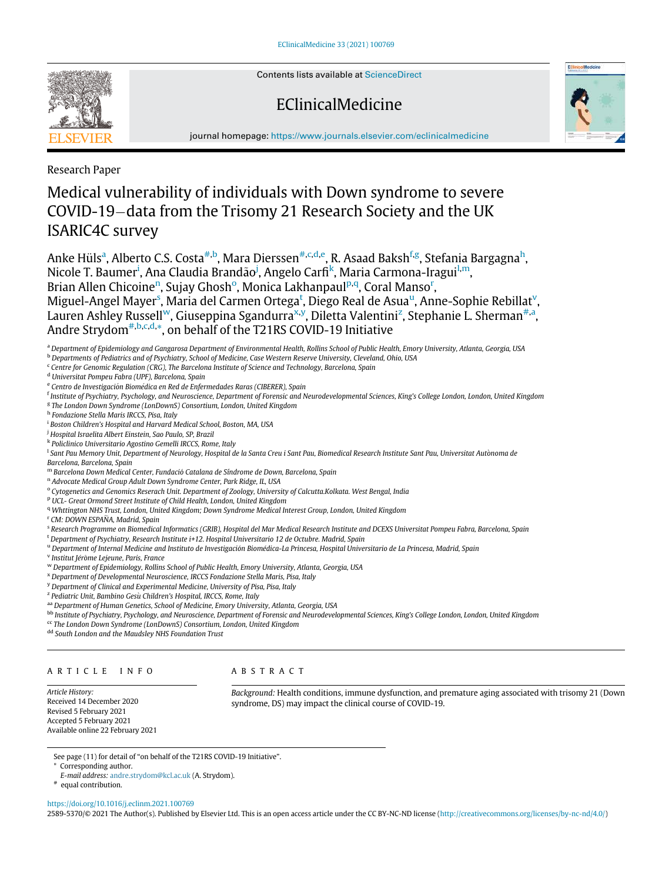Contents lists available at ScienceDirect

EClinicalMedicine

journal homepage: https://www.journals.elsevier.com/eclinicalmedicine

Research Paper

# Medical vulnerability of individuals with Down syndrome to severe COVID-19—data from the Trisomy 21 Research Society and the UK ISARIC4C survey

Anke Hüls[a], Alberto C.S. Costa[#,b], Mara Dierssen[#,c,d,e], R. Asaad Baksh[f,g], Stefania Bargagna[h], Nicole T. Baumer[i], Ana Claudia Brandão[j], Angelo Carfi[k], Maria Carmona-Iragui[l,m], Brian Allen Chicoine[n], Sujay Ghosh[o], Monica Lakhanpaul[p,q], Coral Manso[r], Miguel-Angel Mayer[s], Maria del Carmen Ortega[t], Diego Real de Asua[u], Anne-Sophie Rebillat[v], Lauren Ashley Russell[w], Giuseppina Sgandurra[x,y], Diletta Valentini[z], Stephanie L. Sherman[#,a], Andre Strydom[#,b,c,d,*], on behalf of the T21RS COVID-19 Initiative

[a] Department of Epidemiology and Gangarosa Department of Environmental Health, Rollins School of Public Health, Emory University, Atlanta, Georgia, USA
[b] Departments of Pediatrics and of Psychiatry, School of Medicine, Case Western Reserve University, Cleveland, Ohio, USA
[c] Centre for Genomic Regulation (CRG), The Barcelona Institute of Science and Technology, Barcelona, Spain
[d] Universitat Pompeu Fabra (UPF), Barcelona, Spain
[e] Centro de Investigación Biomédica en Red de Enfermedades Raras (CIBERER), Spain
[f] Institute of Psychiatry, Psychology, and Neuroscience, Department of Forensic and Neurodevelopmental Sciences, King's College London, London, United Kingdom
[g] The London Down Syndrome (LonDownS) Consortium, London, United Kingdom
[h] Fondazione Stella Maris IRCCS, Pisa, Italy
[i] Boston Children's Hospital and Harvard Medical School, Boston, MA, USA
[j] Hospital Israelita Albert Einstein, Sao Paulo, SP, Brazil
[k] Policlinico Universitario Agostino Gemelli IRCCS, Rome, Italy
[l] Sant Pau Memory Unit, Department of Neurology, Hospital de la Santa Creu i Sant Pau, Biomedical Research Institute Sant Pau, Universitat Autònoma de Barcelona, Barcelona, Spain
[m] Barcelona Down Medical Center, Fundació Catalana de Síndrome de Down, Barcelona, Spain
[n] Advocate Medical Group Adult Down Syndrome Center, Park Ridge, IL, USA
[o] Cytogenetics and Genomics Reserach Unit. Department of Zoology, University of Calcutta.Kolkata. West Bengal, India
[p] UCL- Great Ormond Street Institute of Child Health, London, United Kingdom
[q] Whttington NHS Trust, London, United Kingdom; Down Syndrome Medical Interest Group, London, United Kingdom
[r] CM: DOWN ESPAÑA, Madrid, Spain
[s] Research Programme on Biomedical Informatics (GRIB), Hospital del Mar Medical Research Institute and DCEXS Universitat Pompeu Fabra, Barcelona, Spain
[t] Department of Psychiatry, Research Institute i+12. Hospital Universitario 12 de Octubre. Madrid, Spain
[u] Department of Internal Medicine and Instituto de Investigación Biomédica-La Princesa, Hospital Universitario de La Princesa, Madrid, Spain
[v] Institut Jérôme Lejeune, Paris, France
[w] Department of Epidemiology, Rollins School of Public Health, Emory University, Atlanta, Georgia, USA
[x] Department of Developmental Neuroscience, IRCCS Fondazione Stella Maris, Pisa, Italy
[y] Department of Clinical and Experimental Medicine, University of Pisa, Pisa, Italy
[z] Pediatric Unit, Bambino Gesù Children's Hospital, IRCCS, Rome, Italy
[aa] Department of Human Genetics, School of Medicine, Emory University, Atlanta, Georgia, USA
[bb] Institute of Psychiatry, Psychology, and Neuroscience, Department of Forensic and Neurodevelopmental Sciences, King's College London, London, United Kingdom
[cc] The London Down Syndrome (LonDownS) Consortium, London, United Kingdom
[dd] South London and the Maudsley NHS Foundation Trust

## ARTICLE INFO

*Article History:*
Received 14 December 2020
Revised 5 February 2021
Accepted 5 February 2021
Available online 22 February 2021

## ABSTRACT

*Background:* Health conditions, immune dysfunction, and premature aging associated with trisomy 21 (Down syndrome, DS) may impact the clinical course of COVID-19.

See page (11) for detail of "on behalf of the T21RS COVID-19 Initiative".
* Corresponding author.
*E-mail address:* andre.strydom@kcl.ac.uk (A. Strydom).
# equal contribution.

https://doi.org/10.1016/j.eclinm.2021.100769
2589-5370/© 2021 The Author(s). Published by Elsevier Ltd. This is an open access article under the CC BY-NC-ND license (http://creativecommons.org/licenses/by-nc-nd/4.0/)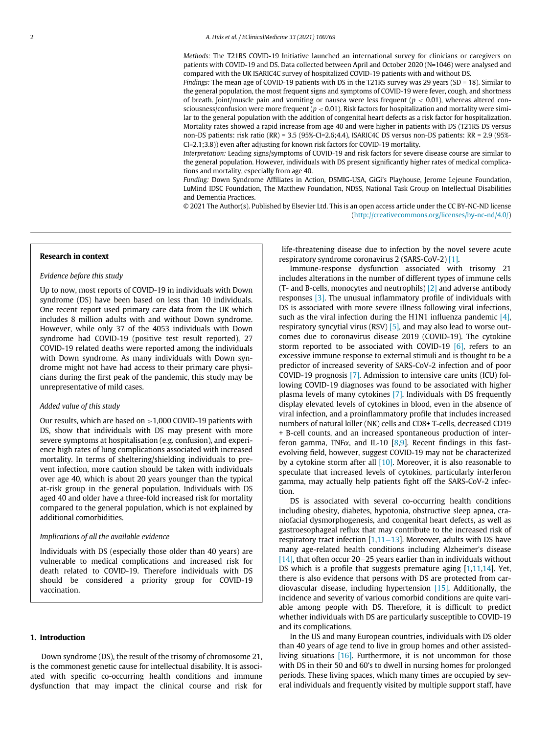*Methods:* The T21RS COVID-19 Initiative launched an international survey for clinicians or caregivers on patients with COVID-19 and DS. Data collected between April and October 2020 (N=1046) were analysed and compared with the UK ISARIC4C survey of hospitalized COVID-19 patients with and without DS.

*Findings:* The mean age of COVID-19 patients with DS in the T21RS survey was 29 years (SD = 18). Similar to the general population, the most frequent signs and symptoms of COVID-19 were fever, cough, and shortness of breath. Joint/muscle pain and vomiting or nausea were less frequent ($p < 0.01$), whereas altered consciousness/confusion were more frequent ($p < 0.01$). Risk factors for hospitalization and mortality were similar to the general population with the addition of congenital heart defects as a risk factor for hospitalization. Mortality rates showed a rapid increase from age 40 and were higher in patients with DS (T21RS DS versus non-DS patients: risk ratio (RR) = 3.5 (95%-CI=2.6;4.4), ISARIC4C DS versus non-DS patients: RR = 2.9 (95%-CI=2.1;3.8)) even after adjusting for known risk factors for COVID-19 mortality.

*Interpretation:* Leading signs/symptoms of COVID-19 and risk factors for severe disease course are similar to the general population. However, individuals with DS present significantly higher rates of medical complications and mortality, especially from age 40.

*Funding:* Down Syndrome Affiliates in Action, DSMIG-USA, GiGi's Playhouse, Jerome Lejeune Foundation, LuMind IDSC Foundation, The Matthew Foundation, NDSS, National Task Group on Intellectual Disabilities and Dementia Practices.

© 2021 The Author(s). Published by Elsevier Ltd. This is an open access article under the CC BY-NC-ND license (http://creativecommons.org/licenses/by-nc-nd/4.0/)

**Research in context**

*Evidence before this study*

Up to now, most reports of COVID-19 in individuals with Down syndrome (DS) have been based on less than 10 individuals. One recent report used primary care data from the UK which includes 8 million adults with and without Down syndrome. However, while only 37 of the 4053 individuals with Down syndrome had COVID-19 (positive test result reported), 27 COVID-19 related deaths were reported among the individuals with Down syndrome. As many individuals with Down syndrome might not have had access to their primary care physicians during the first peak of the pandemic, this study may be unrepresentative of mild cases.

*Added value of this study*

Our results, which are based on >1,000 COVID-19 patients with DS, show that individuals with DS may present with more severe symptoms at hospitalisation (e.g. confusion), and experience high rates of lung complications associated with increased mortality. In terms of sheltering/shielding individuals to prevent infection, more caution should be taken with individuals over age 40, which is about 20 years younger than the typical at-risk group in the general population. Individuals with DS aged 40 and older have a three-fold increased risk for mortality compared to the general population, which is not explained by additional comorbidities.

*Implications of all the available evidence*

Individuals with DS (especially those older than 40 years) are vulnerable to medical complications and increased risk for death related to COVID-19. Therefore individuals with DS should be considered a priority group for COVID-19 vaccination.

## 1. Introduction

Down syndrome (DS), the result of the trisomy of chromosome 21, is the commonest genetic cause for intellectual disability. It is associated with specific co-occurring health conditions and immune dysfunction that may impact the clinical course and risk for life-threatening disease due to infection by the novel severe acute respiratory syndrome coronavirus 2 (SARS-CoV-2) [1].

Immune-response dysfunction associated with trisomy 21 includes alterations in the number of different types of immune cells (T- and B-cells, monocytes and neutrophils) [2] and adverse antibody responses [3]. The unusual inflammatory profile of individuals with DS is associated with more severe illness following viral infections, such as the viral infection during the H1N1 influenza pandemic [4], respiratory syncytial virus (RSV) [5], and may also lead to worse outcomes due to coronavirus disease 2019 (COVID-19). The cytokine storm reported to be associated with COVID-19 [6], refers to an excessive immune response to external stimuli and is thought to be a predictor of increased severity of SARS-CoV-2 infection and of poor COVID-19 prognosis [7]. Admission to intensive care units (ICU) following COVID-19 diagnoses was found to be associated with higher plasma levels of many cytokines [7]. Individuals with DS frequently display elevated levels of cytokines in blood, even in the absence of viral infection, and a proinflammatory profile that includes increased numbers of natural killer (NK) cells and CD8+ T-cells, decreased CD19 + B-cell counts, and an increased spontaneous production of interferon gamma, TNF$\alpha$, and IL-10 [8,9]. Recent findings in this fast-evolving field, however, suggest COVID-19 may not be characterized by a cytokine storm after all [10]. Moreover, it is also reasonable to speculate that increased levels of cytokines, particularly interferon gamma, may actually help patients fight off the SARS-CoV-2 infection.

DS is associated with several co-occurring health conditions including obesity, diabetes, hypotonia, obstructive sleep apnea, craniofacial dysmorphogenesis, and congenital heart defects, as well as gastroesophageal reflux that may contribute to the increased risk of respiratory tract infection [1,11–13]. Moreover, adults with DS have many age-related health conditions including Alzheimer's disease [14], that often occur 20–25 years earlier than in individuals without DS which is a profile that suggests premature aging [1,11,14]. Yet, there is also evidence that persons with DS are protected from cardiovascular disease, including hypertension [15]. Additionally, the incidence and severity of various comorbid conditions are quite variable among people with DS. Therefore, it is difficult to predict whether individuals with DS are particularly susceptible to COVID-19 and its complications.

In the US and many European countries, individuals with DS older than 40 years of age tend to live in group homes and other assisted-living situations [16]. Furthermore, it is not uncommon for those with DS in their 50 and 60's to dwell in nursing homes for prolonged periods. These living spaces, which many times are occupied by several individuals and frequently visited by multiple support staff, have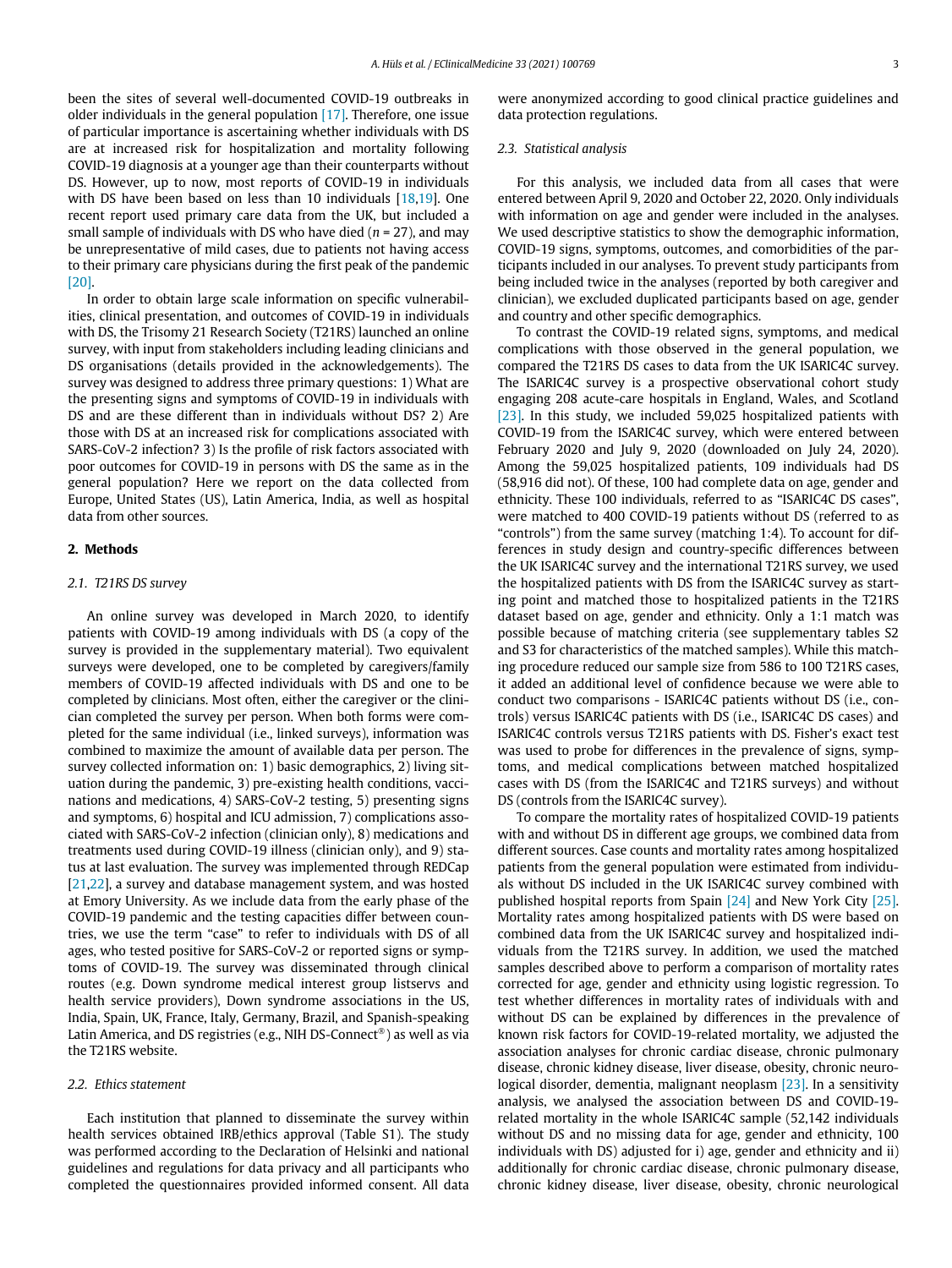been the sites of several well-documented COVID-19 outbreaks in older individuals in the general population [17]. Therefore, one issue of particular importance is ascertaining whether individuals with DS are at increased risk for hospitalization and mortality following COVID-19 diagnosis at a younger age than their counterparts without DS. However, up to now, most reports of COVID-19 in individuals with DS have been based on less than 10 individuals [18,19]. One recent report used primary care data from the UK, but included a small sample of individuals with DS who have died ($n = 27$), and may be unrepresentative of mild cases, due to patients not having access to their primary care physicians during the first peak of the pandemic [20].

In order to obtain large scale information on specific vulnerabilities, clinical presentation, and outcomes of COVID-19 in individuals with DS, the Trisomy 21 Research Society (T21RS) launched an online survey, with input from stakeholders including leading clinicians and DS organisations (details provided in the acknowledgements). The survey was designed to address three primary questions: 1) What are the presenting signs and symptoms of COVID-19 in individuals with DS and are these different than in individuals without DS? 2) Are those with DS at an increased risk for complications associated with SARS-CoV-2 infection? 3) Is the profile of risk factors associated with poor outcomes for COVID-19 in persons with DS the same as in the general population? Here we report on the data collected from Europe, United States (US), Latin America, India, as well as hospital data from other sources.

## 2. Methods

### 2.1. T21RS DS survey

An online survey was developed in March 2020, to identify patients with COVID-19 among individuals with DS (a copy of the survey is provided in the supplementary material). Two equivalent surveys were developed, one to be completed by caregivers/family members of COVID-19 affected individuals with DS and one to be completed by clinicians. Most often, either the caregiver or the clinician completed the survey per person. When both forms were completed for the same individual (i.e., linked surveys), information was combined to maximize the amount of available data per person. The survey collected information on: 1) basic demographics, 2) living situation during the pandemic, 3) pre-existing health conditions, vaccinations and medications, 4) SARS-CoV-2 testing, 5) presenting signs and symptoms, 6) hospital and ICU admission, 7) complications associated with SARS-CoV-2 infection (clinician only), 8) medications and treatments used during COVID-19 illness (clinician only), and 9) status at last evaluation. The survey was implemented through REDCap [21,22], a survey and database management system, and was hosted at Emory University. As we include data from the early phase of the COVID-19 pandemic and the testing capacities differ between countries, we use the term "case" to refer to individuals with DS of all ages, who tested positive for SARS-CoV-2 or reported signs or symptoms of COVID-19. The survey was disseminated through clinical routes (e.g. Down syndrome medical interest group listservs and health service providers), Down syndrome associations in the US, India, Spain, UK, France, Italy, Germany, Brazil, and Spanish-speaking Latin America, and DS registries (e.g., NIH DS-Connect®) as well as via the T21RS website.

### 2.2. Ethics statement

Each institution that planned to disseminate the survey within health services obtained IRB/ethics approval (Table S1). The study was performed according to the Declaration of Helsinki and national guidelines and regulations for data privacy and all participants who completed the questionnaires provided informed consent. All data were anonymized according to good clinical practice guidelines and data protection regulations.

### 2.3. Statistical analysis

For this analysis, we included data from all cases that were entered between April 9, 2020 and October 22, 2020. Only individuals with information on age and gender were included in the analyses. We used descriptive statistics to show the demographic information, COVID-19 signs, symptoms, outcomes, and comorbidities of the participants included in our analyses. To prevent study participants from being included twice in the analyses (reported by both caregiver and clinician), we excluded duplicated participants based on age, gender and country and other specific demographics.

To contrast the COVID-19 related signs, symptoms, and medical complications with those observed in the general population, we compared the T21RS DS cases to data from the UK ISARIC4C survey. The ISARIC4C survey is a prospective observational cohort study engaging 208 acute-care hospitals in England, Wales, and Scotland [23]. In this study, we included 59,025 hospitalized patients with COVID-19 from the ISARIC4C survey, which were entered between February 2020 and July 9, 2020 (downloaded on July 24, 2020). Among the 59,025 hospitalized patients, 109 individuals had DS (58,916 did not). Of these, 100 had complete data on age, gender and ethnicity. These 100 individuals, referred to as "ISARIC4C DS cases", were matched to 400 COVID-19 patients without DS (referred to as "controls") from the same survey (matching 1:4). To account for differences in study design and country-specific differences between the UK ISARIC4C survey and the international T21RS survey, we used the hospitalized patients with DS from the ISARIC4C survey as starting point and matched those to hospitalized patients in the T21RS dataset based on age, gender and ethnicity. Only a 1:1 match was possible because of matching criteria (see supplementary tables S2 and S3 for characteristics of the matched samples). While this matching procedure reduced our sample size from 586 to 100 T21RS cases, it added an additional level of confidence because we were able to conduct two comparisons - ISARIC4C patients without DS (i.e., controls) versus ISARIC4C patients with DS (i.e., ISARIC4C DS cases) and ISARIC4C controls versus T21RS patients with DS. Fisher's exact test was used to probe for differences in the prevalence of signs, symptoms, and medical complications between matched hospitalized cases with DS (from the ISARIC4C and T21RS surveys) and without DS (controls from the ISARIC4C survey).

To compare the mortality rates of hospitalized COVID-19 patients with and without DS in different age groups, we combined data from different sources. Case counts and mortality rates among hospitalized patients from the general population were estimated from individuals without DS included in the UK ISARIC4C survey combined with published hospital reports from Spain [24] and New York City [25]. Mortality rates among hospitalized patients with DS were based on combined data from the UK ISARIC4C survey and hospitalized individuals from the T21RS survey. In addition, we used the matched samples described above to perform a comparison of mortality rates corrected for age, gender and ethnicity using logistic regression. To test whether differences in mortality rates of individuals with and without DS can be explained by differences in the prevalence of known risk factors for COVID-19-related mortality, we adjusted the association analyses for chronic cardiac disease, chronic pulmonary disease, chronic kidney disease, liver disease, obesity, chronic neurological disorder, dementia, malignant neoplasm [23]. In a sensitivity analysis, we analysed the association between DS and COVID-19-related mortality in the whole ISARIC4C sample (52,142 individuals without DS and no missing data for age, gender and ethnicity, 100 individuals with DS) adjusted for i) age, gender and ethnicity and ii) additionally for chronic cardiac disease, chronic pulmonary disease, chronic kidney disease, liver disease, obesity, chronic neurological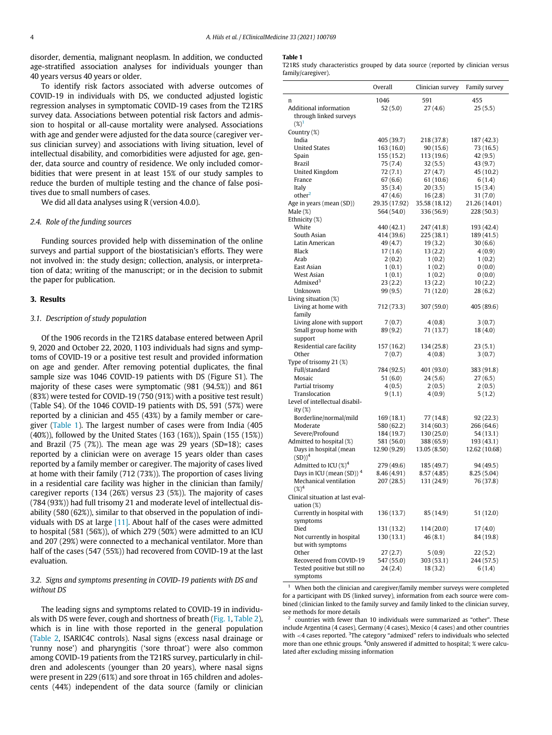disorder, dementia, malignant neoplasm. In addition, we conducted age-stratified association analyses for individuals younger than 40 years versus 40 years or older.

To identify risk factors associated with adverse outcomes of COVID-19 in individuals with DS, we conducted adjusted logistic regression analyses in symptomatic COVID-19 cases from the T21RS survey data. Associations between potential risk factors and admission to hospital or all-cause mortality were analysed. Associations with age and gender were adjusted for the data source (caregiver versus clinician survey) and associations with living situation, level of intellectual disability, and comorbidities were adjusted for age, gender, data source and country of residence. We only included comorbidities that were present in at least 15% of our study samples to reduce the burden of multiple testing and the chance of false positives due to small numbers of cases.

We did all data analyses using R (version 4.0.0).

### 2.4. Role of the funding sources

Funding sources provided help with dissemination of the online surveys and partial support of the biostatisician's efforts. They were not involved in: the study design; collection, analysis, or interpretation of data; writing of the manuscript; or in the decision to submit the paper for publication.

## 3. Results

### 3.1. Description of study population

Of the 1906 records in the T21RS database entered between April 9, 2020 and October 22, 2020, 1103 individuals had signs and symptoms of COVID-19 or a positive test result and provided information on age and gender. After removing potential duplicates, the final sample size was 1046 COVID-19 patients with DS (Figure S1). The majority of these cases were symptomatic (981 (94.5%)) and 861 (83%) were tested for COVID-19 (750 (91%) with a positive test result) (Table S4). Of the 1046 COVID-19 patients with DS, 591 (57%) were reported by a clinician and 455 (43%) by a family member or caregiver (Table 1). The largest number of cases were from India (405 (40%)), followed by the United States (163 (16%)), Spain (155 (15%)) and Brazil (75 (7%)). The mean age was 29 years (SD=18); cases reported by a clinician were on average 15 years older than cases reported by a family member or caregiver. The majority of cases lived at home with their family (712 (73%)). The proportion of cases living in a residential care facility was higher in the clinician than family/caregiver reports (134 (26%) versus 23 (5%)). The majority of cases (784 (93%)) had full trisomy 21 and moderate level of intellectual disability (580 (62%)), similar to that observed in the population of individuals with DS at large [11]. About half of the cases were admitted to hospital (581 (56%)), of which 279 (50%) were admitted to an ICU and 207 (29%) were connected to a mechanical ventilator. More than half of the cases (547 (55%)) had recovered from COVID-19 at the last evaluation.

### 3.2. Signs and symptoms presenting in COVID-19 patients with DS and without DS

The leading signs and symptoms related to COVID-19 in individuals with DS were fever, cough and shortness of breath (Fig. 1, Table 2), which is in line with those reported in the general population (Table 2, ISARIC4C controls). Nasal signs (excess nasal drainage or 'runny nose') and pharyngitis ('sore throat') were also common among COVID-19 patients from the T21RS survey, particularly in children and adolescents (younger than 20 years), where nasal signs were present in 229 (61%) and sore throat in 165 children and adolescents (44%) independent of the data source (family or clinician

**Table 1**
T21RS study characteristics grouped by data source (reported by clinician versus family/caregiver).

| | Overall | Clinician survey | Family survey |
|---|---|---|---|
| n | 1046 | 591 | 455 |
| Additional information through linked surveys (%)[1] | 52 (5.0) | 27 (4.6) | 25 (5.5) |
| Country (%) | | | |
| India | 405 (39.7) | 218 (37.8) | 187 (42.3) |
| United States | 163 (16.0) | 90 (15.6) | 73 (16.5) |
| Spain | 155 (15.2) | 113 (19.6) | 42 (9.5) |
| Brazil | 75 (7.4) | 32 (5.5) | 43 (9.7) |
| United Kingdom | 72 (7.1) | 27 (4.7) | 45 (10.2) |
| France | 67 (6.6) | 61 (10.6) | 6 (1.4) |
| Italy | 35 (3.4) | 20 (3.5) | 15 (3.4) |
| other[2] | 47 (4.6) | 16 (2.8) | 31 (7.0) |
| Age in years (mean (SD)) | 29.35 (17.92) | 35.58 (18.12) | 21.26 (14.01) |
| Male (%) | 564 (54.0) | 336 (56.9) | 228 (50.3) |
| Ethnicity (%) | | | |
| White | 440 (42.1) | 247 (41.8) | 193 (42.4) |
| South Asian | 414 (39.6) | 225 (38.1) | 189 (41.5) |
| Latin American | 49 (4.7) | 19 (3.2) | 30 (6.6) |
| Black | 17 (1.6) | 13 (2.2) | 4 (0.9) |
| Arab | 2 (0.2) | 1 (0.2) | 1 (0.2) |
| East Asian | 1 (0.1) | 1 (0.2) | 0 (0.0) |
| West Asian | 1 (0.1) | 1 (0.2) | 0 (0.0) |
| Admixed[3] | 23 (2.2) | 13 (2.2) | 10 (2.2) |
| Unknown | 99 (9.5) | 71 (12.0) | 28 (6.2) |
| Living situation (%) | | | |
| Living at home with family | 712 (73.3) | 307 (59.0) | 405 (89.6) |
| Living alone with support | 7 (0.7) | 4 (0.8) | 3 (0.7) |
| Small group home with support | 89 (9.2) | 71 (13.7) | 18 (4.0) |
| Residential care facility | 157 (16.2) | 134 (25.8) | 23 (5.1) |
| Other | 7 (0.7) | 4 (0.8) | 3 (0.7) |
| Type of trisomy 21 (%) | | | |
| Full/standard | 784 (92.5) | 401 (93.0) | 383 (91.8) |
| Mosaic | 51 (6.0) | 24 (5.6) | 27 (6.5) |
| Partial trisomy | 4 (0.5) | 2 (0.5) | 2 (0.5) |
| Translocation | 9 (1.1) | 4 (0.9) | 5 (1.2) |
| Level of intellectual disability (%) | | | |
| Borderline/normal/mild | 169 (18.1) | 77 (14.8) | 92 (22.3) |
| Moderate | 580 (62.2) | 314 (60.3) | 266 (64.6) |
| Severe/Profound | 184 (19.7) | 130 (25.0) | 54 (13.1) |
| Admitted to hospital (%) | 581 (56.0) | 388 (65.9) | 193 (43.1) |
| Days in hospital (mean (SD))[4] | 12.90 (9.29) | 13.05 (8.50) | 12.62 (10.68) |
| Admitted to ICU (%)[4] | 279 (49.6) | 185 (49.7) | 94 (49.5) |
| Days in ICU (mean (SD))[4] | 8.46 (4.91) | 8.57 (4.85) | 8.25 (5.04) |
| Mechanical ventilation (%)[4] | 207 (28.5) | 131 (24.9) | 76 (37.8) |
| Clinical situation at last evaluation (%) | | | |
| Currently in hospital with symptoms | 136 (13.7) | 85 (14.9) | 51 (12.0) |
| Died | 131 (13.2) | 114 (20.0) | 17 (4.0) |
| Not currently in hospital but with symptoms | 130 (13.1) | 46 (8.1) | 84 (19.8) |
| Other | 27 (2.7) | 5 (0.9) | 22 (5.2) |
| Recovered from COVID-19 | 547 (55.0) | 303 (53.1) | 244 (57.5) |
| Tested positive but still no symptoms | 24 (2.4) | 18 (3.2) | 6 (1.4) |

[1] When both the clinician and caregiver/family member surveys were completed for a participant with DS (linked survey), information from each source were combined (clinician linked to the family survey and family linked to the clinician survey, see methods for more details

[2] countries with fewer than 10 individuals were summarized as "other". These include Argentina (4 cases), Germany (4 cases), Mexico (4 cases) and other countries with <4 cases reported. [3]The category "admixed" refers to individuals who selected more than one ethnic groups. [4]Only answered if admitted to hospital; % were calculated after excluding missing information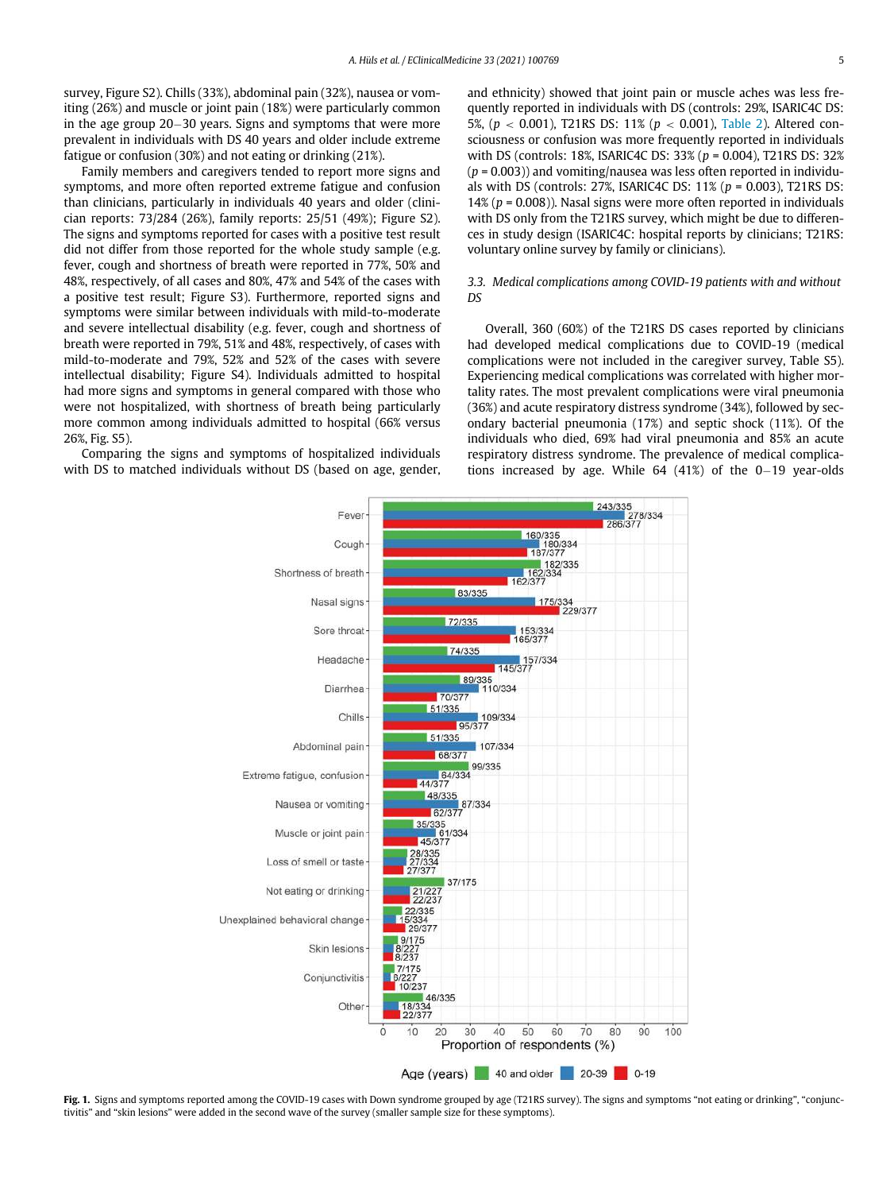survey, Figure S2). Chills (33%), abdominal pain (32%), nausea or vomiting (26%) and muscle or joint pain (18%) were particularly common in the age group 20–30 years. Signs and symptoms that were more prevalent in individuals with DS 40 years and older include extreme fatigue or confusion (30%) and not eating or drinking (21%).

Family members and caregivers tended to report more signs and symptoms, and more often reported extreme fatigue and confusion than clinicians, particularly in individuals 40 years and older (clinician reports: 73/284 (26%), family reports: 25/51 (49%); Figure S2). The signs and symptoms reported for cases with a positive test result did not differ from those reported for the whole study sample (e.g. fever, cough and shortness of breath were reported in 77%, 50% and 48%, respectively, of all cases and 80%, 47% and 54% of the cases with a positive test result; Figure S3). Furthermore, reported signs and symptoms were similar between individuals with mild-to-moderate and severe intellectual disability (e.g. fever, cough and shortness of breath were reported in 79%, 51% and 48%, respectively, of cases with mild-to-moderate and 79%, 52% and 52% of the cases with severe intellectual disability; Figure S4). Individuals admitted to hospital had more signs and symptoms in general compared with those who were not hospitalized, with shortness of breath being particularly more common among individuals admitted to hospital (66% versus 26%, Fig. S5).

Comparing the signs and symptoms of hospitalized individuals with DS to matched individuals without DS (based on age, gender, and ethnicity) showed that joint pain or muscle aches was less frequently reported in individuals with DS (controls: 29%, ISARIC4C DS: 5%, ($p < 0.001$), T21RS DS: 11% ($p < 0.001$), Table 2). Altered consciousness or confusion was more frequently reported in individuals with DS (controls: 18%, ISARIC4C DS: 33% ($p = 0.004$), T21RS DS: 32% ($p = 0.003$)) and vomiting/nausea was less often reported in individuals with DS (controls: 27%, ISARIC4C DS: 11% ($p = 0.003$), T21RS DS: 14% ($p = 0.008$)). Nasal signs were more often reported in individuals with DS only from the T21RS survey, which might be due to differences in study design (ISARIC4C: hospital reports by clinicians; T21RS: voluntary online survey by family or clinicians).

### 3.3. Medical complications among COVID-19 patients with and without DS

Overall, 360 (60%) of the T21RS DS cases reported by clinicians had developed medical complications due to COVID-19 (medical complications were not included in the caregiver survey, Table S5). Experiencing medical complications was correlated with higher mortality rates. The most prevalent complications were viral pneumonia (36%) and acute respiratory distress syndrome (34%), followed by secondary bacterial pneumonia (17%) and septic shock (11%). Of the individuals who died, 69% had viral pneumonia and 85% an acute respiratory distress syndrome. The prevalence of medical complications increased by age. While 64 (41%) of the 0–19 year-olds

| Sign/symptom | 40 and older | 20-39 | 0-19 |
|---|---|---|---|
| Fever | 243/335 | 278/334 | 286/377 |
| Cough | 160/335 | 180/334 | 187/377 |
| Shortness of breath | 182/335 | 162/334 | 162/377 |
| Nasal signs | 83/335 | 175/334 | 229/377 |
| Sore throat | 72/335 | 153/334 | 165/377 |
| Headache | 74/335 | 157/334 | 145/377 |
| Diarrhea | 89/335 | 110/334 | 70/377 |
| Chills | 51/335 | 109/334 | 95/377 |
| Abdominal pain | 51/335 | 107/334 | 68/377 |
| Extreme fatigue, confusion | 99/335 | 64/334 | 44/377 |
| Nausea or vomiting | 48/335 | 87/334 | 62/377 |
| Muscle or joint pain | 35/335 | 61/334 | 45/377 |
| Loss of smell or taste | 28/335 | 27/334 | 27/377 |
| Not eating or drinking | 37/175 | 21/227 | 22/237 |
| Unexplained behavioral change | 22/335 | 15/334 | 29/377 |
| Skin lesions | 9/175 | 8/227 | 8/237 |
| Conjunctivitis | 7/175 | 6/227 | 10/237 |
| Other | 46/335 | 18/334 | 22/377 |

Proportion of respondents (%)

**Fig. 1.** Signs and symptoms reported among the COVID-19 cases with Down syndrome grouped by age (T21RS survey). The signs and symptoms "not eating or drinking", "conjunctivitis" and "skin lesions" were added in the second wave of the survey (smaller sample size for these symptoms).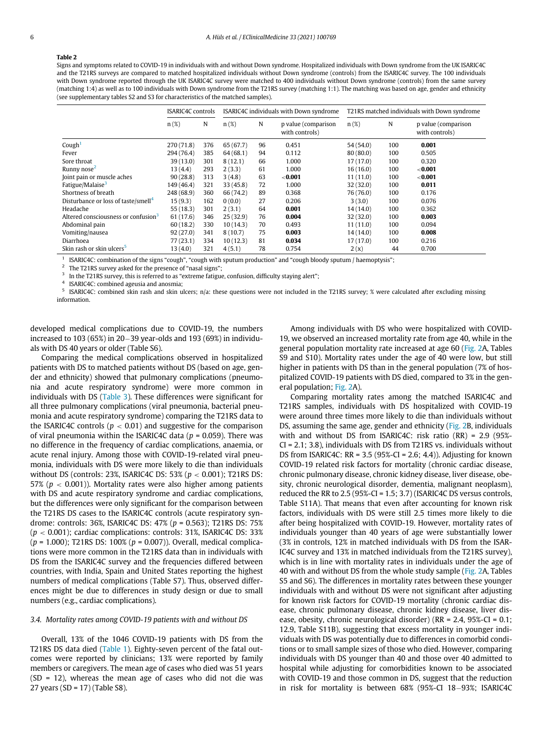**Table 2**

Signs and symptoms related to COVID-19 in individuals with and without Down syndrome. Hospitalized individuals with Down syndrome from the UK ISARIC4C and the T21RS surveys are compared to matched hospitalized individuals without Down syndrome (controls) from the ISARIC4C survey. The 100 individuals with Down syndrome reported through the UK ISARIC4C survey were matched to 400 individuals without Down syndrome (controls) from the same survey (matching 1:4) as well as to 100 individuals with Down syndrome from the T21RS survey (matching 1:1). The matching was based on age, gender and ethnicity (see supplementary tables S2 and S3 for characteristics of the matched samples).

| | ISARIC4C controls | | ISARIC4C individuals with Down syndrome | | | T21RS matched individuals with Down syndrome | | |
|---|---|---|---|---|---|---|---|---|
| | n (%) | N | n (%) | N | p value (comparison with controls) | n (%) | N | p value (comparison with controls) |
| Cough[1] | 270 (71.8) | 376 | 65 (67.7) | 96 | 0.451 | 54 (54.0) | 100 | **0.001** |
| Fever | 294 (76.4) | 385 | 64 (68.1) | 94 | 0.112 | 80 (80.0) | 100 | 0.505 |
| Sore throat | 39 (13.0) | 301 | 8 (12.1) | 66 | 1.000 | 17 (17.0) | 100 | 0.320 |
| Runny nose[2] | 13 (4.4) | 293 | 2 (3.3) | 61 | 1.000 | 16 (16.0) | 100 | **<0.001** |
| Joint pain or muscle aches | 90 (28.8) | 313 | 3 (4.8) | 63 | **<0.001** | 11 (11.0) | 100 | **<0.001** |
| Fatigue/Malaise[3] | 149 (46.4) | 321 | 33 (45.8) | 72 | 1.000 | 32 (32.0) | 100 | **0.011** |
| Shortness of breath | 248 (68.9) | 360 | 66 (74.2) | 89 | 0.368 | 76 (76.0) | 100 | 0.176 |
| Disturbance or loss of taste/smell[4] | 15 (9.3) | 162 | 0 (0.0) | 27 | 0.206 | 3 (3.0) | 100 | 0.076 |
| Headache | 55 (18.3) | 301 | 2 (3.1) | 64 | **0.001** | 14 (14.0) | 100 | 0.362 |
| Altered consciousness or confusion[3] | 61 (17.6) | 346 | 25 (32.9) | 76 | **0.004** | 32 (32.0) | 100 | **0.003** |
| Abdominal pain | 60 (18.2) | 330 | 10 (14.3) | 70 | 0.493 | 11 (11.0) | 100 | 0.094 |
| Vomiting/nausea | 92 (27.0) | 341 | 8 (10.7) | 75 | **0.003** | 14 (14.0) | 100 | **0.008** |
| Diarrhoea | 77 (23.1) | 334 | 10 (12.3) | 81 | **0.034** | 17 (17.0) | 100 | 0.216 |
| Skin rash or skin ulcers[5] | 13 (4.0) | 321 | 4 (5.1) | 78 | 0.754 | 2 (x) | 44 | 0.700 |

[1] ISARIC4C: combination of the signs "cough", "cough with sputum production" and "cough bloody sputum / haemoptysis";
[2] The T21RS survey asked for the presence of "nasal signs";
[3] In the T21RS survey, this is referred to as "extreme fatigue, confusion, difficulty staying alert";
[4] ISARIC4C: combined ageusia and anosmia;
[5] ISARIC4C: combined skin rash and skin ulcers; n/a: these questions were not included in the T21RS survey; % were calculated after excluding missing information.

developed medical complications due to COVID-19, the numbers increased to 103 (65%) in 20–39 year-olds and 193 (69%) in individuals with DS 40 years or older (Table S6).

Comparing the medical complications observed in hospitalized patients with DS to matched patients without DS (based on age, gender and ethnicity) showed that pulmonary complications (pneumonia and acute respiratory syndrome) were more common in individuals with DS (Table 3). These differences were significant for all three pulmonary complications (viral pneumonia, bacterial pneumonia and acute respiratory syndrome) comparing the T21RS data to the ISARIC4C controls ($p < 0.01$) and suggestive for the comparison of viral pneumonia within the ISARIC4C data ($p = 0.059$). There was no difference in the frequency of cardiac complications, anaemia, or acute renal injury. Among those with COVID-19-related viral pneumonia, individuals with DS were more likely to die than individuals without DS (controls: 23%, ISARIC4C DS: 53% ($p < 0.001$); T21RS DS: 57% ($p < 0.001$)). Mortality rates were also higher among patients with DS and acute respiratory syndrome and cardiac complications, but the differences were only significant for the comparison between the T21RS DS cases to the ISARIC4C controls (acute respiratory syndrome: controls: 36%, ISARIC4C DS: 47% ($p = 0.563$); T21RS DS: 75% ($p < 0.001$); cardiac complications: controls: 31%, ISARIC4C DS: 33% ($p = 1.000$); T21RS DS: 100% ($p = 0.007$)). Overall, medical complications were more common in the T21RS data than in individuals with DS from the ISARIC4C survey and the frequencies differed between countries, with India, Spain and United States reporting the highest numbers of medical complications (Table S7). Thus, observed differences might be due to differences in study design or due to small numbers (e.g., cardiac complications).

### 3.4. Mortality rates among COVID-19 patients with and without DS

Overall, 13% of the 1046 COVID-19 patients with DS from the T21RS DS data died (Table 1). Eighty-seven percent of the fatal outcomes were reported by clinicians; 13% were reported by family members or caregivers. The mean age of cases who died was 51 years (SD = 12), whereas the mean age of cases who did not die was 27 years (SD = 17) (Table S8).

Among individuals with DS who were hospitalized with COVID-19, we observed an increased mortality rate from age 40, while in the general population mortality rate increased at age 60 (Fig. 2A, Tables S9 and S10). Mortality rates under the age of 40 were low, but still higher in patients with DS than in the general population (7% of hospitalized COVID-19 patients with DS died, compared to 3% in the general population; Fig. 2A).

Comparing mortality rates among the matched ISARIC4C and T21RS samples, individuals with DS hospitalized with COVID-19 were around three times more likely to die than individuals without DS, assuming the same age, gender and ethnicity (Fig. 2B, individuals with and without DS from ISARIC4C: risk ratio (RR) = 2.9 (95%-CI = 2.1; 3.8), individuals with DS from T21RS vs. individuals without DS from ISARIC4C: RR = 3.5 (95%-CI = 2.6; 4.4)). Adjusting for known COVID-19 related risk factors for mortality (chronic cardiac disease, chronic pulmonary disease, chronic kidney disease, liver disease, obesity, chronic neurological disorder, dementia, malignant neoplasm), reduced the RR to 2.5 (95%-CI = 1.5; 3.7) (ISARIC4C DS versus controls, Table S11A). That means that even after accounting for known risk factors, individuals with DS were still 2.5 times more likely to die after being hospitalized with COVID-19. However, mortality rates of individuals younger than 40 years of age were substantially lower (3% in controls, 12% in matched individuals with DS from the ISARIC4C survey and 13% in matched individuals from the T21RS survey), which is in line with mortality rates in individuals under the age of 40 with and without DS from the whole study sample (Fig. 2A, Tables S5 and S6). The differences in mortality rates between these younger individuals with and without DS were not significant after adjusting for known risk factors for COVID-19 mortality (chronic cardiac disease, chronic pulmonary disease, chronic kidney disease, liver disease, obesity, chronic neurological disorder) (RR = 2.4, 95%-CI = 0.1; 12.9, Table S11B), suggesting that excess mortality in younger individuals with DS was potentially due to differences in comorbid conditions or to small sample sizes of those who died. However, comparing individuals with DS younger than 40 and those over 40 admitted to hospital while adjusting for comorbidities known to be associated with COVID-19 and those common in DS, suggest that the reduction in risk for mortality is between 68% (95%-CI 18–93%; ISARIC4C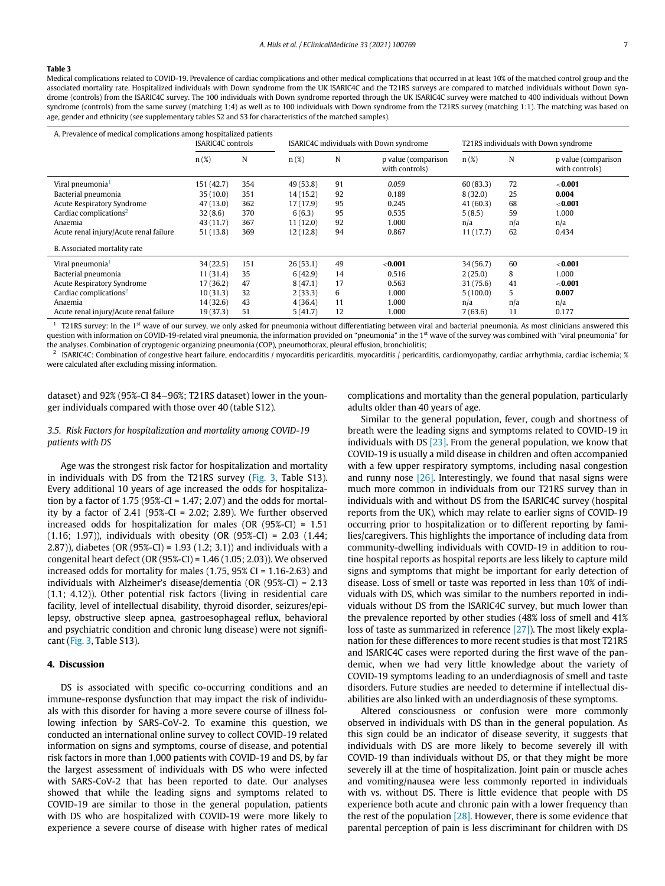**Table 3**

Medical complications related to COVID-19. Prevalence of cardiac complications and other medical complications that occurred in at least 10% of the matched control group and the associated mortality rate. Hospitalized individuals with Down syndrome from the UK ISARIC4C and the T21RS surveys are compared to matched individuals without Down syndrome (controls) from the ISARIC4C survey. The 100 individuals with Down syndrome reported through the UK ISARIC4C survey were matched to 400 individuals without Down syndrome (controls) from the same survey (matching 1:4) as well as to 100 individuals with Down syndrome from the T21RS survey (matching 1:1). The matching was based on age, gender and ethnicity (see supplementary tables S2 and S3 for characteristics of the matched samples).

| A. Prevalence of medical complications among hospitalized patients | ISARIC4C controls | | ISARIC4C individuals with Down syndrome | | | T21RS individuals with Down syndrome | | |
|---|---|---|---|---|---|---|---|---|
| | n (%) | N | n (%) | N | p value (comparison with controls) | n (%) | N | p value (comparison with controls) |
| Viral pneumonia[1] | 151 (42.7) | 354 | 49 (53.8) | 91 | *0.059* | 60 (83.3) | 72 | **<0.001** |
| Bacterial pneumonia | 35 (10.0) | 351 | 14 (15.2) | 92 | 0.189 | 8 (32.0) | 25 | **0.004** |
| Acute Respiratory Syndrome | 47 (13.0) | 362 | 17 (17.9) | 95 | 0.245 | 41 (60.3) | 68 | **<0.001** |
| Cardiac complications[2] | 32 (8.6) | 370 | 6 (6.3) | 95 | 0.535 | 5 (8.5) | 59 | 1.000 |
| Anaemia | 43 (11.7) | 367 | 11 (12.0) | 92 | 1.000 | n/a | n/a | n/a |
| Acute renal injury/Acute renal failure | 51 (13.8) | 369 | 12 (12.8) | 94 | 0.867 | 11 (17.7) | 62 | 0.434 |
| **B. Associated mortality rate** | | | | | | | | |
| Viral pneumonia[1] | 34 (22.5) | 151 | 26 (53.1) | 49 | **<0.001** | 34 (56.7) | 60 | **<0.001** |
| Bacterial pneumonia | 11 (31.4) | 35 | 6 (42.9) | 14 | 0.516 | 2 (25.0) | 8 | 1.000 |
| Acute Respiratory Syndrome | 17 (36.2) | 47 | 8 (47.1) | 17 | 0.563 | 31 (75.6) | 41 | **<0.001** |
| Cardiac complications[2] | 10 (31.3) | 32 | 2 (33.3) | 6 | 1.000 | 5 (100.0) | 5 | **0.007** |
| Anaemia | 14 (32.6) | 43 | 4 (36.4) | 11 | 1.000 | n/a | n/a | n/a |
| Acute renal injury/Acute renal failure | 19 (37.3) | 51 | 5 (41.7) | 12 | 1.000 | 7 (63.6) | 11 | 0.177 |

[1] T21RS survey: In the 1st wave of our survey, we only asked for pneumonia without differentiating between viral and bacterial pneumonia. As most clinicians answered this question with information on COVID-19-related viral pneumonia, the information provided on "pneumonia" in the 1st wave of the survey was combined with "viral pneumonia" for the analyses. Combination of cryptogenic organizing pneumonia (COP), pneumothorax, pleural effusion, bronchiolitis;

[2] ISARIC4C: Combination of congestive heart failure, endocarditis / myocarditis pericarditis, myocarditis / pericarditis, cardiomyopathy, cardiac arrhythmia, cardiac ischemia; % were calculated after excluding missing information.

dataset) and 92% (95%-CI 84–96%; T21RS dataset) lower in the younger individuals compared with those over 40 (table S12).

### 3.5. Risk Factors for hospitalization and mortality among COVID-19 patients with DS

Age was the strongest risk factor for hospitalization and mortality in individuals with DS from the T21RS survey (Fig. 3, Table S13). Every additional 10 years of age increased the odds for hospitalization by a factor of 1.75 (95%-CI = 1.47; 2.07) and the odds for mortality by a factor of 2.41 (95%-CI = 2.02; 2.89). We further observed increased odds for hospitalization for males (OR (95%-CI) = 1.51 (1.16; 1.97)), individuals with obesity (OR (95%-CI) = 2.03 (1.44; 2.87)), diabetes (OR (95%-CI) = 1.93 (1.2; 3.1)) and individuals with a congenital heart defect (OR (95%-CI) = 1.46 (1.05; 2.03)). We observed increased odds for mortality for males (1.75, 95% CI = 1.16-2.63) and individuals with Alzheimer's disease/dementia (OR (95%-CI) = 2.13 (1.1; 4.12)). Other potential risk factors (living in residential care facility, level of intellectual disability, thyroid disorder, seizures/epilepsy, obstructive sleep apnea, gastroesophageal reflux, behavioral and psychiatric condition and chronic lung disease) were not significant (Fig. 3, Table S13).

## 4. Discussion

DS is associated with specific co-occurring conditions and an immune-response dysfunction that may impact the risk of individuals with this disorder for having a more severe course of illness following infection by SARS-CoV-2. To examine this question, we conducted an international online survey to collect COVID-19 related information on signs and symptoms, course of disease, and potential risk factors in more than 1,000 patients with COVID-19 and DS, by far the largest assessment of individuals with DS who were infected with SARS-CoV-2 that has been reported to date. Our analyses showed that while the leading signs and symptoms related to COVID-19 are similar to those in the general population, patients with DS who are hospitalized with COVID-19 were more likely to experience a severe course of disease with higher rates of medical complications and mortality than the general population, particularly adults older than 40 years of age.

Similar to the general population, fever, cough and shortness of breath were the leading signs and symptoms related to COVID-19 in individuals with DS [23]. From the general population, we know that COVID-19 is usually a mild disease in children and often accompanied with a few upper respiratory symptoms, including nasal congestion and runny nose [26]. Interestingly, we found that nasal signs were much more common in individuals from our T21RS survey than in individuals with and without DS from the ISARIC4C survey (hospital reports from the UK), which may relate to earlier signs of COVID-19 occurring prior to hospitalization or to different reporting by families/caregivers. This highlights the importance of including data from community-dwelling individuals with COVID-19 in addition to routine hospital reports as hospital reports are less likely to capture mild signs and symptoms that might be important for early detection of disease. Loss of smell or taste was reported in less than 10% of individuals with DS, which was similar to the numbers reported in individuals without DS from the ISARIC4C survey, but much lower than the prevalence reported by other studies (48% loss of smell and 41% loss of taste as summarized in reference [27]). The most likely explanation for these differences to more recent studies is that most T21RS and ISARIC4C cases were reported during the first wave of the pandemic, when we had very little knowledge about the variety of COVID-19 symptoms leading to an underdiagnosis of smell and taste disorders. Future studies are needed to determine if intellectual disabilities are also linked with an underdiagnosis of these symptoms.

Altered consciousness or confusion were more commonly observed in individuals with DS than in the general population. As this sign could be an indicator of disease severity, it suggests that individuals with DS are more likely to become severely ill with COVID-19 than individuals without DS, or that they might be more severely ill at the time of hospitalization. Joint pain or muscle aches and vomiting/nausea were less commonly reported in individuals with vs. without DS. There is little evidence that people with DS experience both acute and chronic pain with a lower frequency than the rest of the population [28]. However, there is some evidence that parental perception of pain is less discriminant for children with DS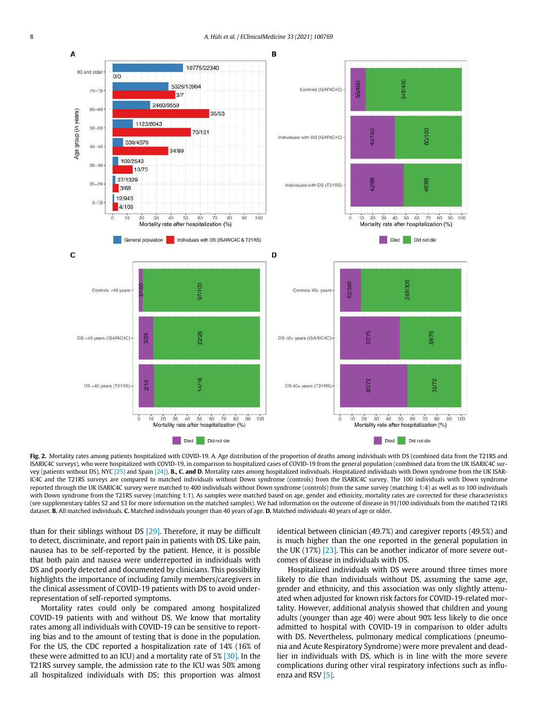**Fig. 2.** Mortality rates among patients hospitalized with COVID-19. A. Age distribution of the proportion of deaths among individuals with DS (combined data from the T21RS and ISARIC4C surveys), who were hospitalized with COVID-19, in comparison to hospitalized cases of COVID-19 from the general population (combined data from the UK ISARIC4C survey (patients without DS), NYC [25] and Spain [24]). **B., C. and D.** Mortality rates among hospitalized individuals. Hospitalized individuals with Down syndrome from the UK ISARIC4C and the T21RS surveys are compared to matched individuals without Down syndrome (controls) from the ISARIC4C survey. The 100 individuals with Down syndrome reported through the UK ISARIC4C survey were matched to 400 individuals without Down syndrome (controls) from the same survey (matching 1:4) as well as to 100 individuals with Down syndrome from the T21RS survey (matching 1:1). As samples were matched based on age, gender and ethnicity, mortality rates are corrected for these characteristics (see supplementary tables S2 and S3 for more information on the matched samples). We had information on the outcome of disease in 91/100 individuals from the matched T21RS dataset. **B.** All matched individuals. **C.** Matched individuals younger than 40 years of age. **D.** Matched individuals 40 years of age or older.

than for their siblings without DS [29]. Therefore, it may be difficult to detect, discriminate, and report pain in patients with DS. Like pain, nausea has to be self-reported by the patient. Hence, it is possible that both pain and nausea were underreported in individuals with DS and poorly detected and documented by clinicians. This possibility highlights the importance of including family members/caregivers in the clinical assessment of COVID-19 patients with DS to avoid under-representation of self-reported symptoms.

Mortality rates could only be compared among hospitalized COVID-19 patients with and without DS. We know that mortality rates among all individuals with COVID-19 can be sensitive to reporting bias and to the amount of testing that is done in the population. For the US, the CDC reported a hospitalization rate of 14% (16% of these were admitted to an ICU) and a mortality rate of 5% [30]. In the T21RS survey sample, the admission rate to the ICU was 50% among all hospitalized individuals with DS; this proportion was almost identical between clinician (49.7%) and caregiver reports (49.5%) and is much higher than the one reported in the general population in the UK (17%) [23]. This can be another indicator of more severe outcomes of disease in individuals with DS.

Hospitalized individuals with DS were around three times more likely to die than individuals without DS, assuming the same age, gender and ethnicity, and this association was only slightly attenuated when adjusted for known risk factors for COVID-19-related mortality. However, additional analysis showed that children and young adults (younger than age 40) were about 90% less likely to die once admitted to hospital with COVID-19 in comparison to older adults with DS. Nevertheless, pulmonary medical complications (pneumonia and Acute Respiratory Syndrome) were more prevalent and deadlier in individuals with DS, which is in line with the more severe complications during other viral respiratory infections such as influenza and RSV [5].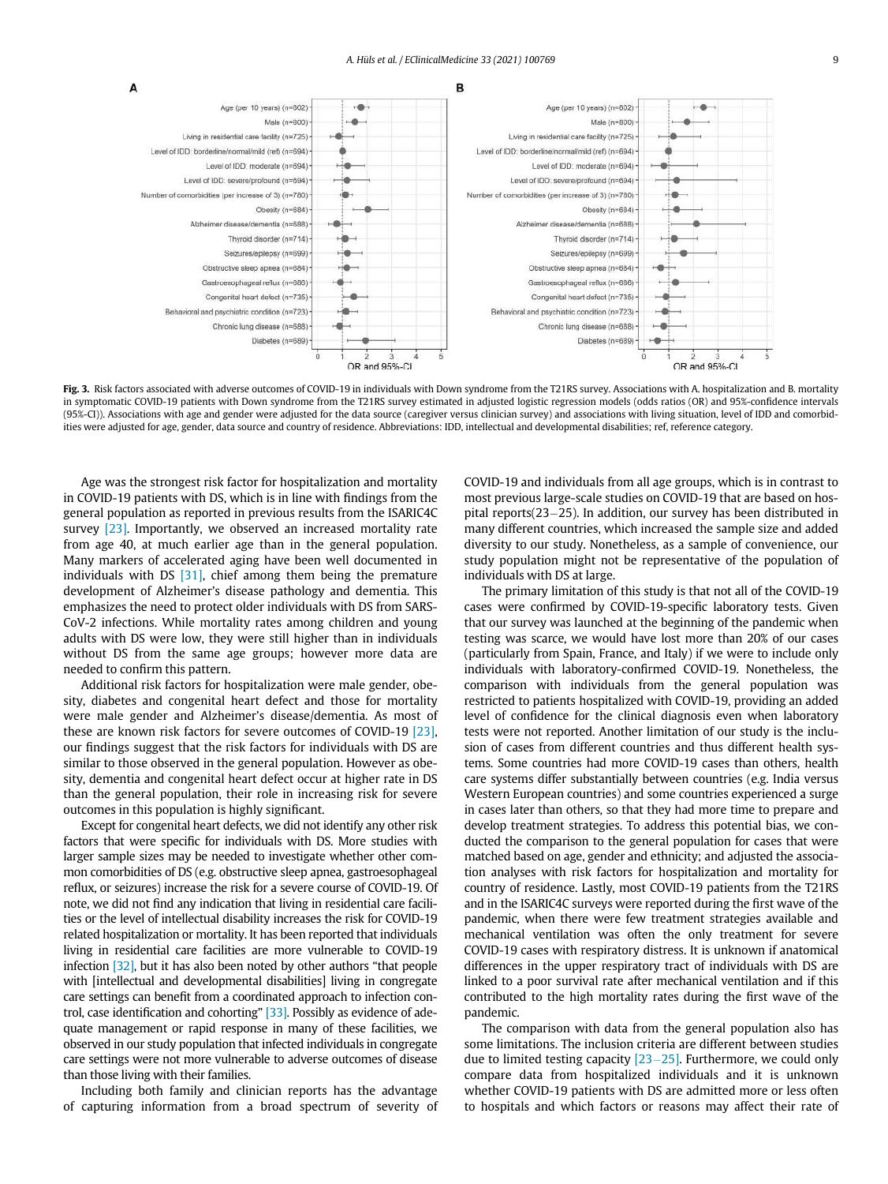**Fig. 3.** Risk factors associated with adverse outcomes of COVID-19 in individuals with Down syndrome from the T21RS survey. Associations with A. hospitalization and B. mortality in symptomatic COVID-19 patients with Down syndrome from the T21RS survey estimated in adjusted logistic regression models (odds ratios (OR) and 95%-confidence intervals (95%-CI)). Associations with age and gender were adjusted for the data source (caregiver versus clinician survey) and associations with living situation, level of IDD and comorbidities were adjusted for age, gender, data source and country of residence. Abbreviations: IDD, intellectual and developmental disabilities; ref, reference category.

Age was the strongest risk factor for hospitalization and mortality in COVID-19 patients with DS, which is in line with findings from the general population as reported in previous results from the ISARIC4C survey [23]. Importantly, we observed an increased mortality rate from age 40, at much earlier age than in the general population. Many markers of accelerated aging have been well documented in individuals with DS [31], chief among them being the premature development of Alzheimer's disease pathology and dementia. This emphasizes the need to protect older individuals with DS from SARS-CoV-2 infections. While mortality rates among children and young adults with DS were low, they were still higher than in individuals without DS from the same age groups; however more data are needed to confirm this pattern.

Additional risk factors for hospitalization were male gender, obesity, diabetes and congenital heart defect and those for mortality were male gender and Alzheimer's disease/dementia. As most of these are known risk factors for severe outcomes of COVID-19 [23], our findings suggest that the risk factors for individuals with DS are similar to those observed in the general population. However as obesity, dementia and congenital heart defect occur at higher rate in DS than the general population, their role in increasing risk for severe outcomes in this population is highly significant.

Except for congenital heart defects, we did not identify any other risk factors that were specific for individuals with DS. More studies with larger sample sizes may be needed to investigate whether other common comorbidities of DS (e.g. obstructive sleep apnea, gastroesophageal reflux, or seizures) increase the risk for a severe course of COVID-19. Of note, we did not find any indication that living in residential care facilities or the level of intellectual disability increases the risk for COVID-19 related hospitalization or mortality. It has been reported that individuals living in residential care facilities are more vulnerable to COVID-19 infection [32], but it has also been noted by other authors "that people with [intellectual and developmental disabilities] living in congregate care settings can benefit from a coordinated approach to infection control, case identification and cohorting" [33]. Possibly as evidence of adequate management or rapid response in many of these facilities, we observed in our study population that infected individuals in congregate care settings were not more vulnerable to adverse outcomes of disease than those living with their families.

Including both family and clinician reports has the advantage of capturing information from a broad spectrum of severity of COVID-19 and individuals from all age groups, which is in contrast to most previous large-scale studies on COVID-19 that are based on hospital reports(23–25). In addition, our survey has been distributed in many different countries, which increased the sample size and added diversity to our study. Nonetheless, as a sample of convenience, our study population might not be representative of the population of individuals with DS at large.

The primary limitation of this study is that not all of the COVID-19 cases were confirmed by COVID-19-specific laboratory tests. Given that our survey was launched at the beginning of the pandemic when testing was scarce, we would have lost more than 20% of our cases (particularly from Spain, France, and Italy) if we were to include only individuals with laboratory-confirmed COVID-19. Nonetheless, the comparison with individuals from the general population was restricted to patients hospitalized with COVID-19, providing an added level of confidence for the clinical diagnosis even when laboratory tests were not reported. Another limitation of our study is the inclusion of cases from different countries and thus different health systems. Some countries had more COVID-19 cases than others, health care systems differ substantially between countries (e.g. India versus Western European countries) and some countries experienced a surge in cases later than others, so that they had more time to prepare and develop treatment strategies. To address this potential bias, we conducted the comparison to the general population for cases that were matched based on age, gender and ethnicity; and adjusted the association analyses with risk factors for hospitalization and mortality for country of residence. Lastly, most COVID-19 patients from the T21RS and in the ISARIC4C surveys were reported during the first wave of the pandemic, when there were few treatment strategies available and mechanical ventilation was often the only treatment for severe COVID-19 cases with respiratory distress. It is unknown if anatomical differences in the upper respiratory tract of individuals with DS are linked to a poor survival rate after mechanical ventilation and if this contributed to the high mortality rates during the first wave of the pandemic.

The comparison with data from the general population also has some limitations. The inclusion criteria are different between studies due to limited testing capacity [23–25]. Furthermore, we could only compare data from hospitalized individuals and it is unknown whether COVID-19 patients with DS are admitted more or less often to hospitals and which factors or reasons may affect their rate of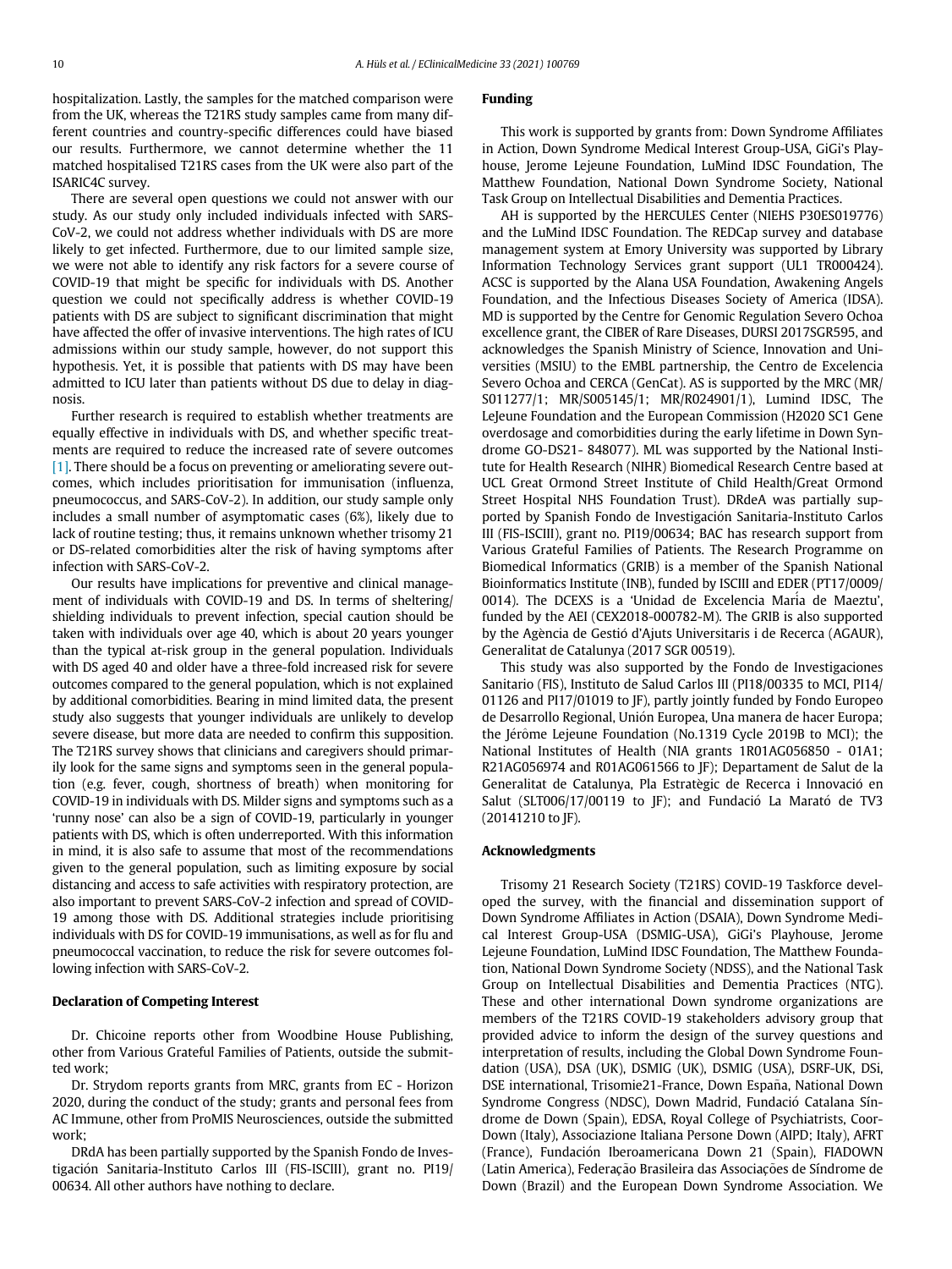hospitalization. Lastly, the samples for the matched comparison were from the UK, whereas the T21RS study samples came from many different countries and country-specific differences could have biased our results. Furthermore, we cannot determine whether the 11 matched hospitalised T21RS cases from the UK were also part of the ISARIC4C survey.

There are several open questions we could not answer with our study. As our study only included individuals infected with SARS-CoV-2, we could not address whether individuals with DS are more likely to get infected. Furthermore, due to our limited sample size, we were not able to identify any risk factors for a severe course of COVID-19 that might be specific for individuals with DS. Another question we could not specifically address is whether COVID-19 patients with DS are subject to significant discrimination that might have affected the offer of invasive interventions. The high rates of ICU admissions within our study sample, however, do not support this hypothesis. Yet, it is possible that patients with DS may have been admitted to ICU later than patients without DS due to delay in diagnosis.

Further research is required to establish whether treatments are equally effective in individuals with DS, and whether specific treatments are required to reduce the increased rate of severe outcomes [1]. There should be a focus on preventing or ameliorating severe outcomes, which includes prioritisation for immunisation (influenza, pneumococcus, and SARS-CoV-2). In addition, our study sample only includes a small number of asymptomatic cases (6%), likely due to lack of routine testing; thus, it remains unknown whether trisomy 21 or DS-related comorbidities alter the risk of having symptoms after infection with SARS-CoV-2.

Our results have implications for preventive and clinical management of individuals with COVID-19 and DS. In terms of sheltering/shielding individuals to prevent infection, special caution should be taken with individuals over age 40, which is about 20 years younger than the typical at-risk group in the general population. Individuals with DS aged 40 and older have a three-fold increased risk for severe outcomes compared to the general population, which is not explained by additional comorbidities. Bearing in mind limited data, the present study also suggests that younger individuals are unlikely to develop severe disease, but more data are needed to confirm this supposition. The T21RS survey shows that clinicians and caregivers should primarily look for the same signs and symptoms seen in the general population (e.g. fever, cough, shortness of breath) when monitoring for COVID-19 in individuals with DS. Milder signs and symptoms such as a 'runny nose' can also be a sign of COVID-19, particularly in younger patients with DS, which is often underreported. With this information in mind, it is also safe to assume that most of the recommendations given to the general population, such as limiting exposure by social distancing and access to safe activities with respiratory protection, are also important to prevent SARS-CoV-2 infection and spread of COVID-19 among those with DS. Additional strategies include prioritising individuals with DS for COVID-19 immunisations, as well as for flu and pneumococcal vaccination, to reduce the risk for severe outcomes following infection with SARS-CoV-2.

## Declaration of Competing Interest

Dr. Chicoine reports other from Woodbine House Publishing, other from Various Grateful Families of Patients, outside the submitted work;

Dr. Strydom reports grants from MRC, grants from EC - Horizon 2020, during the conduct of the study; grants and personal fees from AC Immune, other from ProMIS Neurosciences, outside the submitted work;

DRdA has been partially supported by the Spanish Fondo de Investigación Sanitaria-Instituto Carlos III (FIS-ISCIII), grant no. PI19/00634. All other authors have nothing to declare.

## Funding

This work is supported by grants from: Down Syndrome Affiliates in Action, Down Syndrome Medical Interest Group-USA, GiGi's Playhouse, Jerome Lejeune Foundation, LuMind IDSC Foundation, The Matthew Foundation, National Down Syndrome Society, National Task Group on Intellectual Disabilities and Dementia Practices.

AH is supported by the HERCULES Center (NIEHS P30ES019776) and the LuMind IDSC Foundation. The REDCap survey and database management system at Emory University was supported by Library Information Technology Services grant support (UL1 TR000424). ACSC is supported by the Alana USA Foundation, Awakening Angels Foundation, and the Infectious Diseases Society of America (IDSA). MD is supported by the Centre for Genomic Regulation Severo Ochoa excellence grant, the CIBER of Rare Diseases, DURSI 2017SGR595, and acknowledges the Spanish Ministry of Science, Innovation and Universities (MSIU) to the EMBL partnership, the Centro de Excelencia Severo Ochoa and CERCA (GenCat). AS is supported by the MRC (MR/S011277/1; MR/S005145/1; MR/R024901/1), Lumind IDSC, The LeJeune Foundation and the European Commission (H2020 SC1 Gene overdosage and comorbidities during the early lifetime in Down Syndrome GO-DS21- 848077). ML was supported by the National Institute for Health Research (NIHR) Biomedical Research Centre based at UCL Great Ormond Street Institute of Child Health/Great Ormond Street Hospital NHS Foundation Trust). DRdeA was partially supported by Spanish Fondo de Investigación Sanitaria-Instituto Carlos III (FIS-ISCIII), grant no. PI19/00634; BAC has research support from Various Grateful Families of Patients. The Research Programme on Biomedical Informatics (GRIB) is a member of the Spanish National Bioinformatics Institute (INB), funded by ISCIII and EDER (PT17/0009/0014). The DCEXS is a 'Unidad de Excelencia María de Maeztu', funded by the AEI (CEX2018-000782-M). The GRIB is also supported by the Agència de Gestió d'Ajuts Universitaris i de Recerca (AGAUR), Generalitat de Catalunya (2017 SGR 00519).

This study was also supported by the Fondo de Investigaciones Sanitario (FIS), Instituto de Salud Carlos III (PI18/00335 to MCI, PI14/01126 and PI17/01019 to JF), partly jointly funded by Fondo Europeo de Desarrollo Regional, Unión Europea, Una manera de hacer Europa; the Jérôme Lejeune Foundation (No.1319 Cycle 2019B to MCI); the National Institutes of Health (NIA grants 1R01AG056850 - 01A1; R21AG056974 and R01AG061566 to JF); Departament de Salut de la Generalitat de Catalunya, Pla Estratègic de Recerca i Innovació en Salut (SLT006/17/00119 to JF); and Fundació La Marató de TV3 (20141210 to JF).

## Acknowledgments

Trisomy 21 Research Society (T21RS) COVID-19 Taskforce developed the survey, with the financial and dissemination support of Down Syndrome Affiliates in Action (DSAIA), Down Syndrome Medical Interest Group-USA (DSMIG-USA), GiGi's Playhouse, Jerome Lejeune Foundation, LuMind IDSC Foundation, The Matthew Foundation, National Down Syndrome Society (NDSS), and the National Task Group on Intellectual Disabilities and Dementia Practices (NTG). These and other international Down syndrome organizations are members of the T21RS COVID-19 stakeholders advisory group that provided advice to inform the design of the survey questions and interpretation of results, including the Global Down Syndrome Foundation (USA), DSA (UK), DSMIG (UK), DSMIG (USA), DSRF-UK, DSi, DSE international, Trisomie21-France, Down España, National Down Syndrome Congress (NDSC), Down Madrid, Fundació Catalana Síndrome de Down (Spain), EDSA, Royal College of Psychiatrists, CoorDown (Italy), Associazione Italiana Persone Down (AIPD; Italy), AFRT (France), Fundación Iberoamericana Down 21 (Spain), FIADOWN (Latin America), Federação Brasileira das Associações de Síndrome de Down (Brazil) and the European Down Syndrome Association. We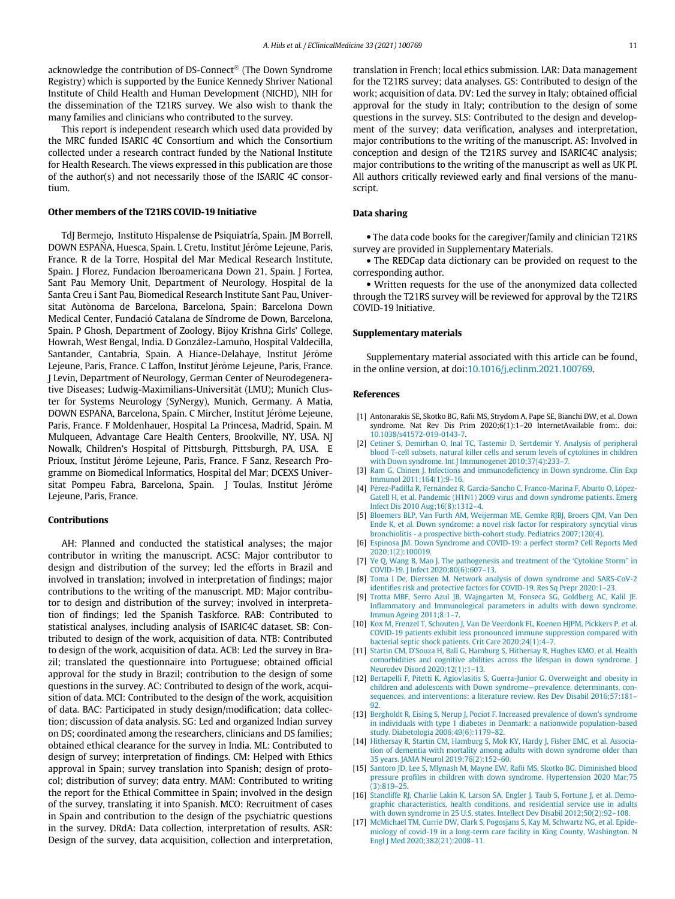acknowledge the contribution of DS-Connect® (The Down Syndrome Registry) which is supported by the Eunice Kennedy Shriver National Institute of Child Health and Human Development (NICHD), NIH for the dissemination of the T21RS survey. We also wish to thank the many families and clinicians who contributed to the survey.

This report is independent research which used data provided by the MRC funded ISARIC 4C Consortium and which the Consortium collected under a research contract funded by the National Institute for Health Research. The views expressed in this publication are those of the author(s) and not necessarily those of the ISARIC 4C consortium.

## Other members of the T21RS COVID-19 Initiative

TdJ Bermejo, Instituto Hispalense de Psiquiatría, Spain. JM Borrell, DOWN ESPAÑA, Huesca, Spain. L Cretu, Institut Jérôme Lejeune, Paris, France. R de la Torre, Hospital del Mar Medical Research Institute, Spain. J Florez, Fundacion Iberoamericana Down 21, Spain. J Fortea, Sant Pau Memory Unit, Department of Neurology, Hospital de la Santa Creu i Sant Pau, Biomedical Research Institute Sant Pau, Universitat Autònoma de Barcelona, Barcelona, Spain; Barcelona Down Medical Center, Fundació Catalana de Síndrome de Down, Barcelona, Spain. P Ghosh, Department of Zoology, Bijoy Krishna Girls' College, Howrah, West Bengal, India. D González-Lamuño, Hospital Valdecilla, Santander, Cantabria, Spain. A Hiance-Delahaye, Institut Jérôme Lejeune, Paris, France. C Laffon, Institut Jérôme Lejeune, Paris, France. J Levin, Department of Neurology, German Center of Neurodegenerative Diseases; Ludwig-Maximilians-Universität (LMU); Munich Cluster for Systems Neurology (SyNergy), Munich, Germany. A Matia, DOWN ESPAÑA, Barcelona, Spain. C Mircher, Institut Jérôme Lejeune, Paris, France. F Moldenhauer, Hospital La Princesa, Madrid, Spain. M Mulqueen, Advantage Care Health Centers, Brookville, NY, USA. NJ Nowalk, Children's Hospital of Pittsburgh, Pittsburgh, PA, USA. E Prioux, Institut Jérôme Lejeune, Paris, France. F Sanz, Research Programme on Biomedical Informatics, Hospital del Mar; DCEXS Universitat Pompeu Fabra, Barcelona, Spain. J Toulas, Institut Jérôme Lejeune, Paris, France.

## Contributions

AH: Planned and conducted the statistical analyses; the major contributor in writing the manuscript. ACSC: Major contributor to design and distribution of the survey; led the efforts in Brazil and involved in translation; involved in interpretation of findings; major contributions to the writing of the manuscript. MD: Major contributor to design and distribution of the survey; involved in interpretation of findings; led the Spanish Taskforce. RAB: Contributed to statistical analyses, including analysis of ISARIC4C dataset. SB: Contributed to design of the work, acquisition of data. NTB: Contributed to design of the work, acquisition of data. ACB: Led the survey in Brazil; translated the questionnaire into Portuguese; obtained official approval for the study in Brazil; contribution to the design of some questions in the survey. AC: Contributed to design of the work, acquisition of data. MCI: Contributed to the design of the work, acquisition of data. BAC: Participated in study design/modification; data collection; discussion of data analysis. SG: Led and organized Indian survey on DS; coordinated among the researchers, clinicians and DS families; obtained ethical clearance for the survey in India. ML: Contributed to design of survey; interpretation of findings. CM: Helped with Ethics approval in Spain; survey translation into Spanish; design of protocol; distribution of survey; data entry. MAM: Contributed to writing the report for the Ethical Committee in Spain; involved in the design of the survey, translating it into Spanish. MCO: Recruitment of cases in Spain and contribution to the design of the psychiatric questions in the survey. DRdA: Data collection, interpretation of results. ASR: Design of the survey, data acquisition, collection and interpretation, translation in French; local ethics submission. LAR: Data management for the T21RS survey; data analyses. GS: Contributed to design of the work; acquisition of data. DV: Led the survey in Italy; obtained official approval for the study in Italy; contribution to the design of some questions in the survey. SLS: Contributed to the design and development of the survey; data verification, analyses and interpretation, major contributions to the writing of the manuscript. AS: Involved in conception and design of the T21RS survey and ISARIC4C analysis; major contributions to the writing of the manuscript as well as UK PI. All authors critically reviewed early and final versions of the manuscript.

## Data sharing

- The data code books for the caregiver/family and clinician T21RS survey are provided in Supplementary Materials.
- The REDCap data dictionary can be provided on request to the corresponding author.
- Written requests for the use of the anonymized data collected through the T21RS survey will be reviewed for approval by the T21RS COVID-19 Initiative.

## Supplementary materials

Supplementary material associated with this article can be found, in the online version, at doi:10.1016/j.eclinm.2021.100769.

## References

[1] Antonarakis SE, Skotko BG, Rafii MS, Strydom A, Pape SE, Bianchi DW, et al. Down syndrome. Nat Rev Dis Prim 2020;6(1):1–20 InternetAvailable from:. doi: 10.1038/s41572-019-0143-7.

[2] Cetiner S, Demirhan O, Inal TC, Tastemir D, Sertdemir Y. Analysis of peripheral blood T-cell subsets, natural killer cells and serum levels of cytokines in children with Down syndrome. Int J Immunogenet 2010;37(4):233–7.

[3] Ram G, Chinen J. Infections and immunodeficiency in Down syndrome. Clin Exp Immunol 2011;164(1):9–16.

[4] Pérez-Padilla R, Fernández R, García-Sancho C, Franco-Marina F, Aburto O, López-Gatell H, et al. Pandemic (H1N1) 2009 virus and down syndrome patients. Emerg Infect Dis 2010 Aug;16(8):1312–4.

[5] Bloemers BLP, Van Furth AM, Weijerman ME, Gemke RJBJ, Broers CJM, Van Den Ende K, et al. Down syndrome: a novel risk factor for respiratory syncytial virus bronchiolitis - a prospective birth-cohort study. Pediatrics 2007;120(4).

[6] Espinosa JM. Down Syndrome and COVID-19: a perfect storm? Cell Reports Med 2020;1(2):100019.

[7] Ye Q, Wang B, Mao J. The pathogenesis and treatment of the 'Cytokine Storm'' in COVID-19. J Infect 2020;80(6):607–13.

[8] Toma I De, Dierssen M. Network analysis of down syndrome and SARS-CoV-2 identifies risk and protective factors for COVID-19. Res Sq Prepr 2020:1–23.

[9] Trotta MBF, Serro Azul JB, Wajngarten M, Fonseca SG, Goldberg AC, Kalil JE. Inflammatory and Immunological parameters in adults with down syndrome. Immun Ageing 2011;8:1–7.

[10] Kox M, Frenzel T, Schouten J, Van De Veerdonk FL, Koenen HJPM, Pickkers P, et al. COVID-19 patients exhibit less pronounced immune suppression compared with bacterial septic shock patients. Crit Care 2020;24(1):4–7.

[11] Startin CM, D'Souza H, Ball G, Hamburg S, Hithersay R, Hughes KMO, et al. Health comorbidities and cognitive abilities across the lifespan in down syndrome. J Neurodev Disord 2020;12(1):1–13.

[12] Bertapelli F, Pitetti K, Agiovlasitis S, Guerra-Junior G. Overweight and obesity in children and adolescents with Down syndrome—prevalence, determinants, consequences, and interventions: a literature review. Res Dev Disabil 2016;57:181–92.

[13] Bergholdt R, Eising S, Nerup J, Pociot F. Increased prevalence of down's syndrome in individuals with type 1 diabetes in Denmark: a nationwide population-based study. Diabetologia 2006;49(6):1179–82.

[14] Hithersay R, Startin CM, Hamburg S, Mok KY, Hardy J, Fisher EMC, et al. Association of dementia with mortality among adults with down syndrome older than 35 years. JAMA Neurol 2019;76(2):152–60.

[15] Santoro JD, Lee S, Mlynash M, Mayne EW, Rafii MS, Skotko BG. Diminished blood pressure profiles in children with down syndrome. Hypertension 2020 Mar;75(3):819–25.

[16] Stancliffe RJ, Charlie Lakin K, Larson SA, Engler J, Taub S, Fortune J, et al. Demographic characteristics, health conditions, and residential service use in adults with down syndrome in 25 U.S. states. Intellect Dev Disabil 2012;50(2):92–108.

[17] McMichael TM, Currie DW, Clark S, Pogosjans S, Kay M, Schwartz NG, et al. Epidemiology of covid-19 in a long-term care facility in King County, Washington. N Engl J Med 2020;382(21):2008–11.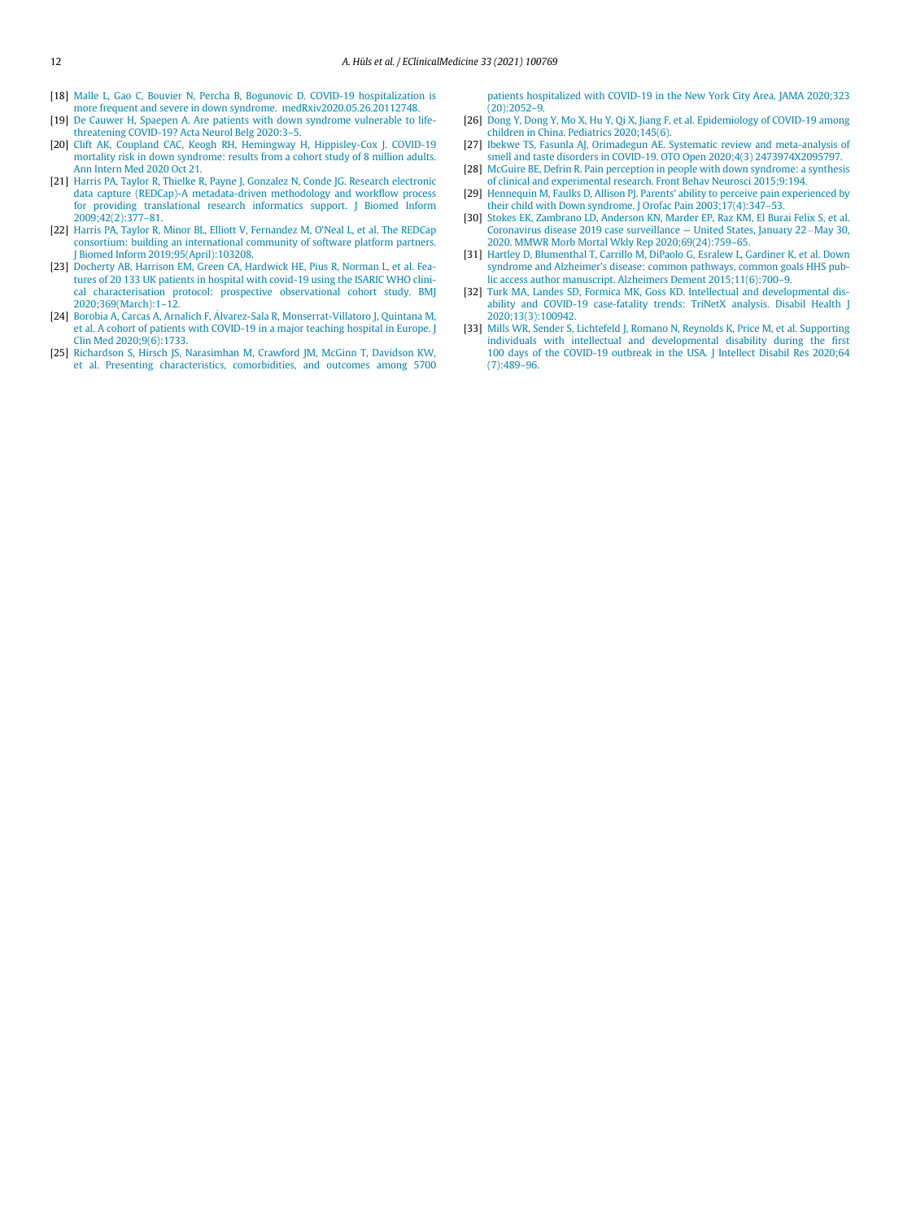[18] Malle L, Gao C, Bouvier N, Percha B, Bogunovic D. COVID-19 hospitalization is more frequent and severe in down syndrome. medRxiv2020.05.26.20112748.

[19] De Cauwer H, Spaepen A. Are patients with down syndrome vulnerable to life-threatening COVID-19? Acta Neurol Belg 2020:3–5.

[20] Clift AK, Coupland CAC, Keogh RH, Hemingway H, Hippisley-Cox J. COVID-19 mortality risk in down syndrome: results from a cohort study of 8 million adults. Ann Intern Med 2020 Oct 21.

[21] Harris PA, Taylor R, Thielke R, Payne J, Gonzalez N, Conde JG. Research electronic data capture (REDCap)-A metadata-driven methodology and workflow process for providing translational research informatics support. J Biomed Inform 2009;42(2):377–81.

[22] Harris PA, Taylor R, Minor BL, Elliott V, Fernandez M, O'Neal L, et al. The REDCap consortium: building an international community of software platform partners. J Biomed Inform 2019;95(April):103208.

[23] Docherty AB, Harrison EM, Green CA, Hardwick HE, Pius R, Norman L, et al. Features of 20 133 UK patients in hospital with covid-19 using the ISARIC WHO clinical characterisation protocol: prospective observational cohort study. BMJ 2020;369(March):1–12.

[24] Borobia A, Carcas A, Arnalich F, Álvarez-Sala R, Monserrat-Villatoro J, Quintana M, et al. A cohort of patients with COVID-19 in a major teaching hospital in Europe. J Clin Med 2020;9(6):1733.

[25] Richardson S, Hirsch JS, Narasimhan M, Crawford JM, McGinn T, Davidson KW, et al. Presenting characteristics, comorbidities, and outcomes among 5700 patients hospitalized with COVID-19 in the New York City Area. JAMA 2020;323(20):2052–9.

[26] Dong Y, Dong Y, Mo X, Hu Y, Qi X, Jiang F, et al. Epidemiology of COVID-19 among children in China. Pediatrics 2020;145(6).

[27] Ibekwe TS, Fasunla AJ, Orimadegun AE. Systematic review and meta-analysis of smell and taste disorders in COVID-19. OTO Open 2020;4(3) 2473974X2095797.

[28] McGuire BE, Defrin R. Pain perception in people with down syndrome: a synthesis of clinical and experimental research. Front Behav Neurosci 2015;9:194.

[29] Hennequin M, Faulks D, Allison PJ. Parents' ability to perceive pain experienced by their child with Down syndrome. J Orofac Pain 2003;17(4):347–53.

[30] Stokes EK, Zambrano LD, Anderson KN, Marder EP, Raz KM, El Burai Felix S, et al. Coronavirus disease 2019 case surveillance — United States, January 22–May 30, 2020. MMWR Morb Mortal Wkly Rep 2020;69(24):759–65.

[31] Hartley D, Blumenthal T, Carrillo M, DiPaolo G, Esralew L, Gardiner K, et al. Down syndrome and Alzheimer's disease: common pathways, common goals HHS public access author manuscript. Alzheimers Dement 2015;11(6):700–9.

[32] Turk MA, Landes SD, Formica MK, Goss KD. Intellectual and developmental disability and COVID-19 case-fatality trends: TriNetX analysis. Disabil Health J 2020;13(3):100942.

[33] Mills WR, Sender S, Lichtefeld J, Romano N, Reynolds K, Price M, et al. Supporting individuals with intellectual and developmental disability during the first 100 days of the COVID-19 outbreak in the USA. J Intellect Disabil Res 2020;64(7):489–96.